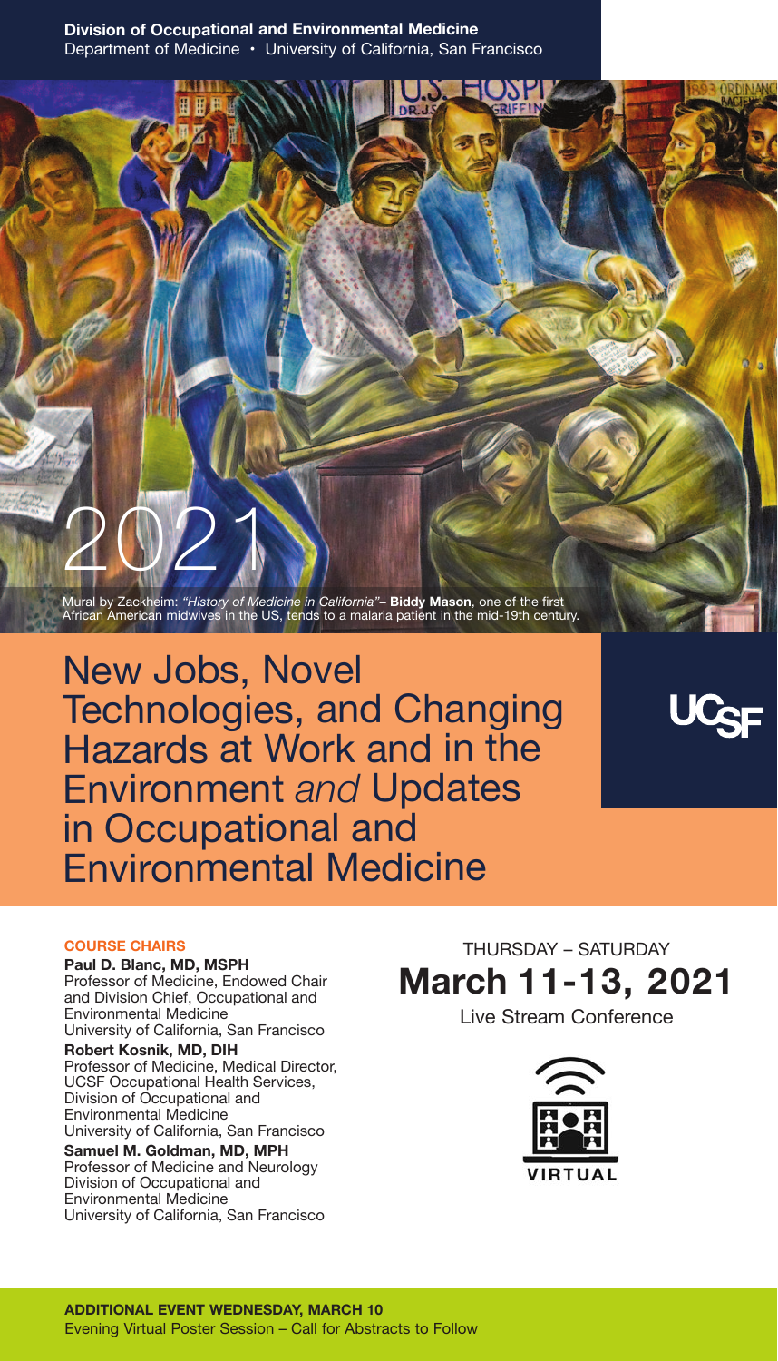**Division of Occupational and Environmental Medicine**
Department of Medicine • University of California, San Francisco

2021

Mural by Zackheim: *"History of Medicine in California"* – **Biddy Mason**, one of the first African American midwives in the US, tends to a malaria patient in the mid-19th century.

# New Jobs, Novel Technologies, and Changing Hazards at Work and in the Environment *and* Updates in Occupational and Environmental Medicine

UCSF

**COURSE CHAIRS**

**Paul D. Blanc, MD, MSPH**
Professor of Medicine, Endowed Chair and Division Chief, Occupational and Environmental Medicine
University of California, San Francisco

**Robert Kosnik, MD, DIH**
Professor of Medicine, Medical Director, UCSF Occupational Health Services, Division of Occupational and Environmental Medicine
University of California, San Francisco

**Samuel M. Goldman, MD, MPH**
Professor of Medicine and Neurology
Division of Occupational and Environmental Medicine
University of California, San Francisco

THURSDAY – SATURDAY

## March 11-13, 2021

Live Stream Conference

VIRTUAL

**ADDITIONAL EVENT WEDNESDAY, MARCH 10**
Evening Virtual Poster Session – Call for Abstracts to Follow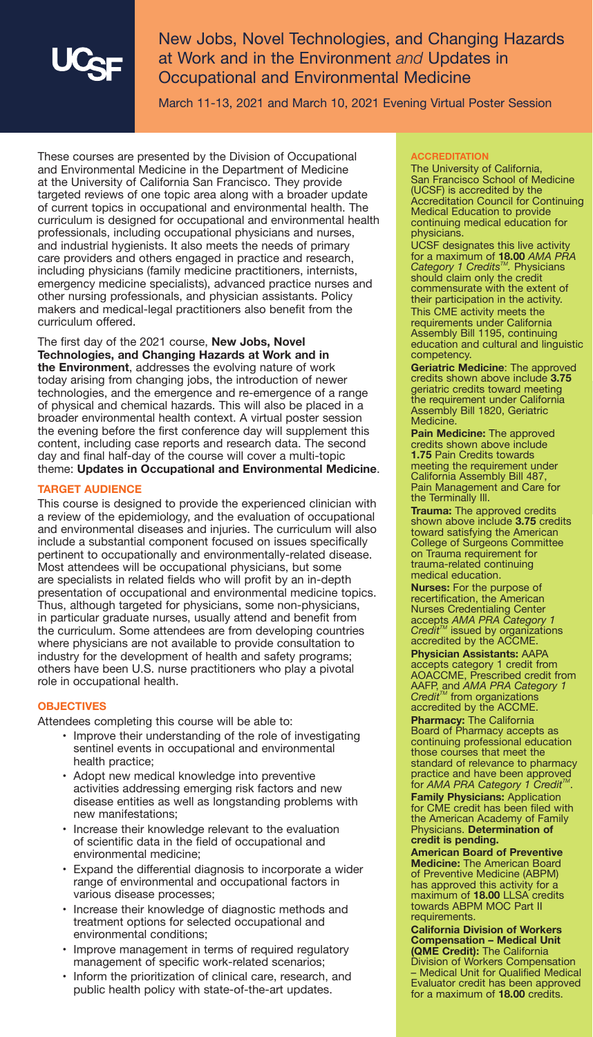# New Jobs, Novel Technologies, and Changing Hazards at Work and in the Environment *and* Updates in Occupational and Environmental Medicine

March 11-13, 2021 and March 10, 2021 Evening Virtual Poster Session

These courses are presented by the Division of Occupational and Environmental Medicine in the Department of Medicine at the University of California San Francisco. They provide targeted reviews of one topic area along with a broader update of current topics in occupational and environmental health. The curriculum is designed for occupational and environmental health professionals, including occupational physicians and nurses, and industrial hygienists. It also meets the needs of primary care providers and others engaged in practice and research, including physicians (family medicine practitioners, internists, emergency medicine specialists), advanced practice nurses and other nursing professionals, and physician assistants. Policy makers and medical-legal practitioners also benefit from the curriculum offered.

The first day of the 2021 course, **New Jobs, Novel Technologies, and Changing Hazards at Work and in the Environment**, addresses the evolving nature of work today arising from changing jobs, the introduction of newer technologies, and the emergence and re-emergence of a range of physical and chemical hazards. This will also be placed in a broader environmental health context. A virtual poster session the evening before the first conference day will supplement this content, including case reports and research data. The second day and final half-day of the course will cover a multi-topic theme: **Updates in Occupational and Environmental Medicine**.

## TARGET AUDIENCE

This course is designed to provide the experienced clinician with a review of the epidemiology, and the evaluation of occupational and environmental diseases and injuries. The curriculum will also include a substantial component focused on issues specifically pertinent to occupationally and environmentally-related disease. Most attendees will be occupational physicians, but some are specialists in related fields who will profit by an in-depth presentation of occupational and environmental medicine topics. Thus, although targeted for physicians, some non-physicians, in particular graduate nurses, usually attend and benefit from the curriculum. Some attendees are from developing countries where physicians are not available to provide consultation to industry for the development of health and safety programs; others have been U.S. nurse practitioners who play a pivotal role in occupational health.

## OBJECTIVES

Attendees completing this course will be able to:

- Improve their understanding of the role of investigating sentinel events in occupational and environmental health practice;
- Adopt new medical knowledge into preventive activities addressing emerging risk factors and new disease entities as well as longstanding problems with new manifestations;
- Increase their knowledge relevant to the evaluation of scientific data in the field of occupational and environmental medicine;
- Expand the differential diagnosis to incorporate a wider range of environmental and occupational factors in various disease processes;
- Increase their knowledge of diagnostic methods and treatment options for selected occupational and environmental conditions;
- Improve management in terms of required regulatory management of specific work-related scenarios;
- Inform the prioritization of clinical care, research, and public health policy with state-of-the-art updates.

## ACCREDITATION

The University of California, San Francisco School of Medicine (UCSF) is accredited by the Accreditation Council for Continuing Medical Education to provide continuing medical education for physicians.

UCSF designates this live activity for a maximum of **18.00** *AMA PRA Category 1 Credits™*. Physicians should claim only the credit commensurate with the extent of their participation in the activity.

This CME activity meets the requirements under California Assembly Bill 1195, continuing education and cultural and linguistic competency.

**Geriatric Medicine**: The approved credits shown above include **3.75** geriatric credits toward meeting the requirement under California Assembly Bill 1820, Geriatric Medicine.

**Pain Medicine:** The approved credits shown above include **1.75** Pain Credits towards meeting the requirement under California Assembly Bill 487, Pain Management and Care for the Terminally Ill.

**Trauma:** The approved credits shown above include **3.75** credits toward satisfying the American College of Surgeons Committee on Trauma requirement for trauma-related continuing medical education.

**Nurses:** For the purpose of recertification, the American Nurses Credentialing Center accepts *AMA PRA Category 1 Credit™* issued by organizations accredited by the ACCME.

**Physician Assistants:** AAPA accepts category 1 credit from AOACCME, Prescribed credit from AAFP, and *AMA PRA Category 1 Credit™* from organizations accredited by the ACCME.

**Pharmacy:** The California Board of Pharmacy accepts as continuing professional education those courses that meet the standard of relevance to pharmacy practice and have been approved for *AMA PRA Category 1 Credit™*.

**Family Physicians:** Application for CME credit has been filed with the American Academy of Family Physicians. **Determination of credit is pending.**

**American Board of Preventive Medicine:** The American Board of Preventive Medicine (ABPM) has approved this activity for a maximum of **18.00** LLSA credits towards ABPM MOC Part II requirements.

**California Division of Workers Compensation – Medical Unit (QME Credit):** The California Division of Workers Compensation – Medical Unit for Qualified Medical Evaluator credit has been approved for a maximum of **18.00** credits.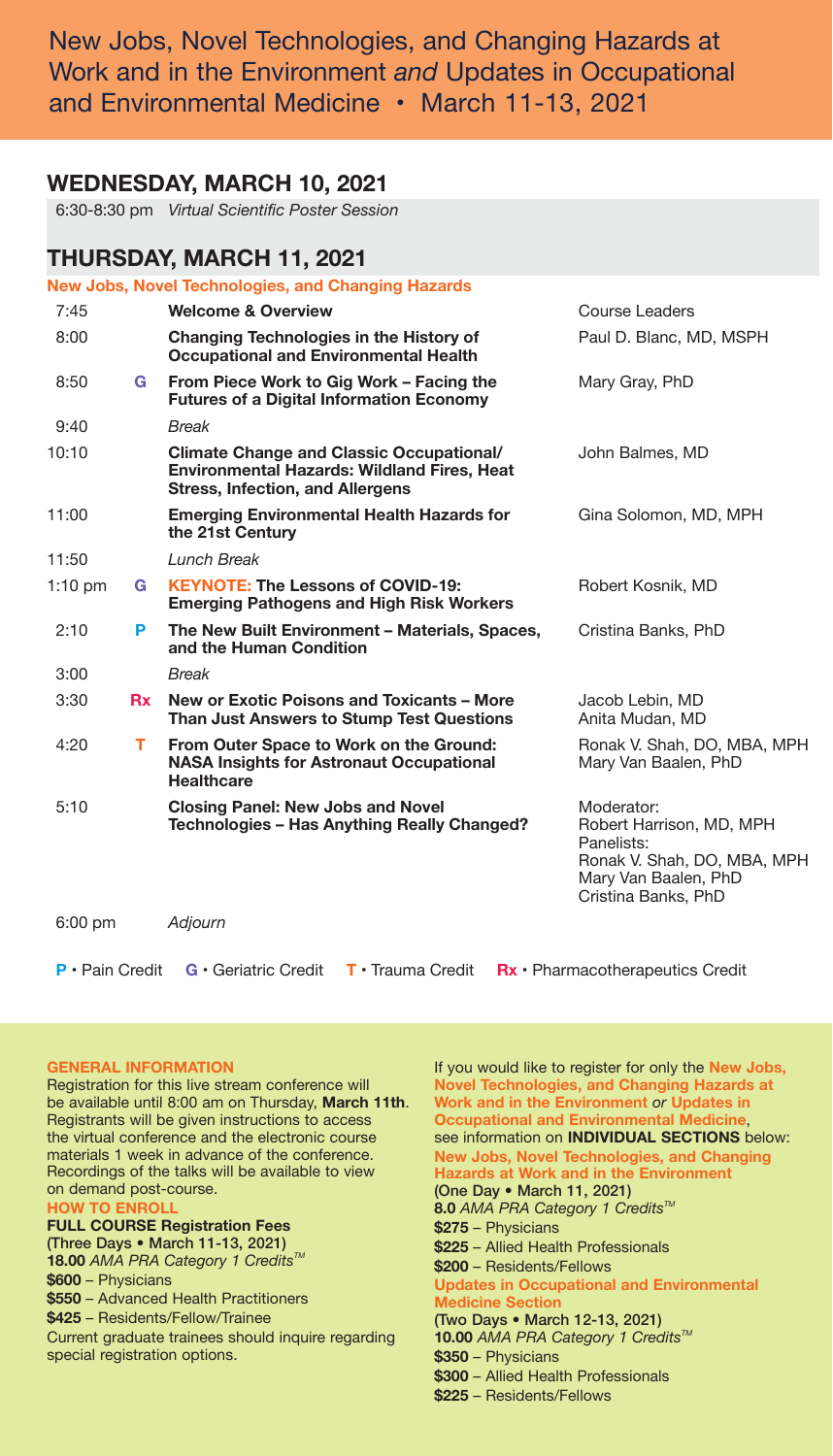# New Jobs, Novel Technologies, and Changing Hazards at Work and in the Environment *and* Updates in Occupational and Environmental Medicine • March 11-13, 2021

## WEDNESDAY, MARCH 10, 2021

6:30-8:30 pm *Virtual Scientific Poster Session*

## THURSDAY, MARCH 11, 2021

**New Jobs, Novel Technologies, and Changing Hazards**

| Time | Credit | Session | Speaker |
|---|---|---|---|
| 7:45 | | **Welcome & Overview** | Course Leaders |
| 8:00 | | **Changing Technologies in the History of Occupational and Environmental Health** | Paul D. Blanc, MD, MSPH |
| 8:50 | G | **From Piece Work to Gig Work – Facing the Futures of a Digital Information Economy** | Mary Gray, PhD |
| 9:40 | | *Break* | |
| 10:10 | | **Climate Change and Classic Occupational/ Environmental Hazards: Wildland Fires, Heat Stress, Infection, and Allergens** | John Balmes, MD |
| 11:00 | | **Emerging Environmental Health Hazards for the 21st Century** | Gina Solomon, MD, MPH |
| 11:50 | | *Lunch Break* | |
| 1:10 pm | G | **KEYNOTE: The Lessons of COVID-19: Emerging Pathogens and High Risk Workers** | Robert Kosnik, MD |
| 2:10 | P | **The New Built Environment – Materials, Spaces, and the Human Condition** | Cristina Banks, PhD |
| 3:00 | | *Break* | |
| 3:30 | Rx | **New or Exotic Poisons and Toxicants – More Than Just Answers to Stump Test Questions** | Jacob Lebin, MD<br>Anita Mudan, MD |
| 4:20 | T | **From Outer Space to Work on the Ground: NASA Insights for Astronaut Occupational Healthcare** | Ronak V. Shah, DO, MBA, MPH<br>Mary Van Baalen, PhD |
| 5:10 | | **Closing Panel: New Jobs and Novel Technologies – Has Anything Really Changed?** | Moderator:<br>Robert Harrison, MD, MPH<br>Panelists:<br>Ronak V. Shah, DO, MBA, MPH<br>Mary Van Baalen, PhD<br>Cristina Banks, PhD |
| 6:00 pm | | *Adjourn* | |

**P** • Pain Credit **G** • Geriatric Credit **T** • Trauma Credit **Rx** • Pharmacotherapeutics Credit

### GENERAL INFORMATION

Registration for this live stream conference will be available until 8:00 am on Thursday, **March 11th**. Registrants will be given instructions to access the virtual conference and the electronic course materials 1 week in advance of the conference. Recordings of the talks will be available to view on demand post-course.

### HOW TO ENROLL

**FULL COURSE Registration Fees**
**(Three Days • March 11-13, 2021)**
**18.00** *AMA PRA Category 1 Credits™*
**$600** – Physicians
**$550** – Advanced Health Practitioners
**$425** – Residents/Fellow/Trainee

Current graduate trainees should inquire regarding special registration options.

If you would like to register for only the **New Jobs, Novel Technologies, and Changing Hazards at Work and in the Environment** *or* **Updates in Occupational and Environmental Medicine**, see information on **INDIVIDUAL SECTIONS** below:

**New Jobs, Novel Technologies, and Changing Hazards at Work and in the Environment**
**(One Day • March 11, 2021)**
**8.0** *AMA PRA Category 1 Credits™*
**$275** – Physicians
**$225** – Allied Health Professionals
**$200** – Residents/Fellows

**Updates in Occupational and Environmental Medicine Section**
**(Two Days • March 12-13, 2021)**
**10.00** *AMA PRA Category 1 Credits™*
**$350** – Physicians
**$300** – Allied Health Professionals
**$225** – Residents/Fellows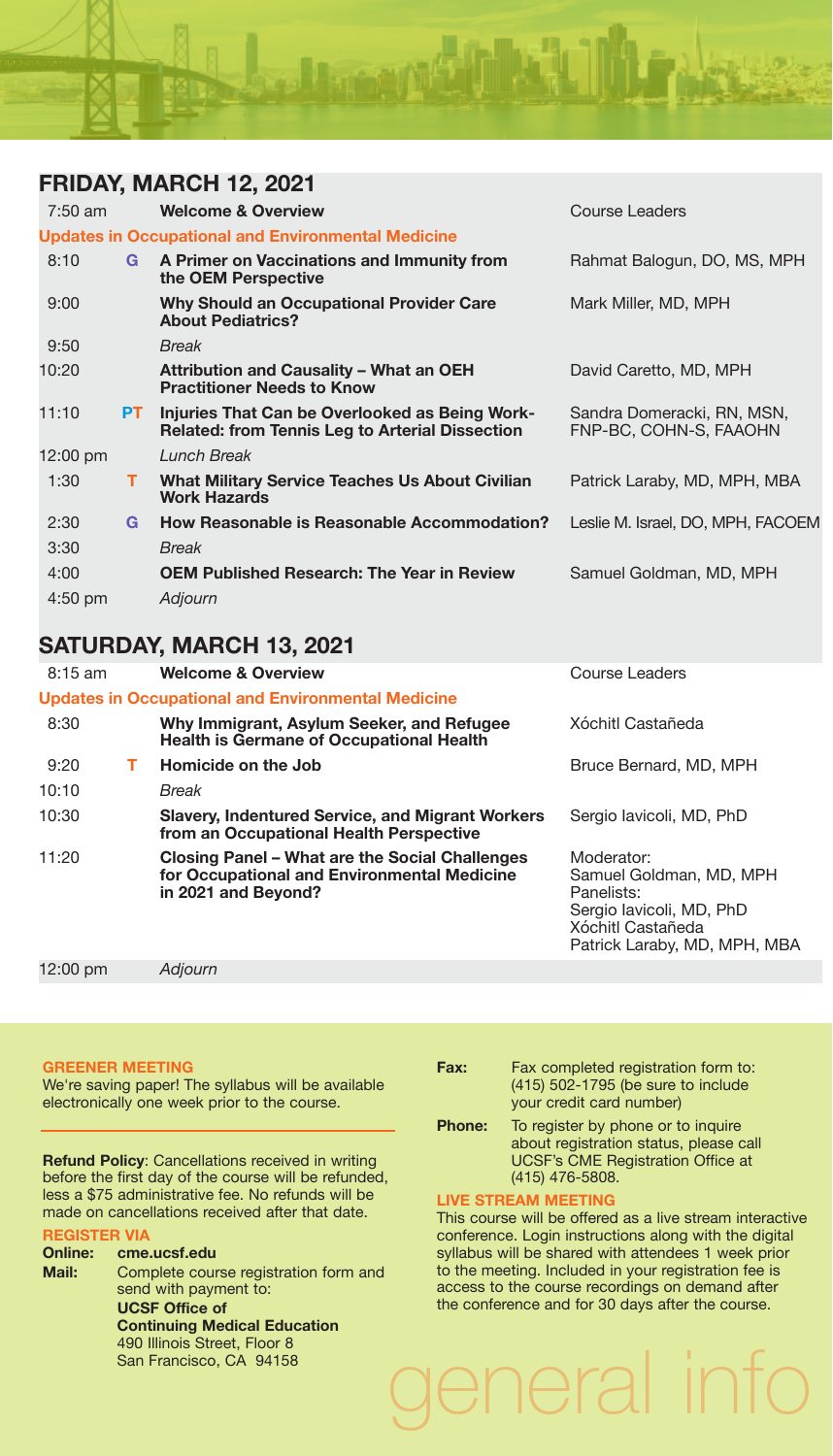## FRIDAY, MARCH 12, 2021

| Time | | Session | Speaker |
|---|---|---|---|
| 7:50 am | | **Welcome & Overview** | Course Leaders |
| **Updates in Occupational and Environmental Medicine** | | | |
| 8:10 | G | **A Primer on Vaccinations and Immunity from the OEM Perspective** | Rahmat Balogun, DO, MS, MPH |
| 9:00 | | **Why Should an Occupational Provider Care About Pediatrics?** | Mark Miller, MD, MPH |
| 9:50 | | *Break* | |
| 10:20 | | **Attribution and Causality – What an OEH Practitioner Needs to Know** | David Caretto, MD, MPH |
| 11:10 | PT | **Injuries That Can be Overlooked as Being Work-Related: from Tennis Leg to Arterial Dissection** | Sandra Domeracki, RN, MSN, FNP-BC, COHN-S, FAAOHN |
| 12:00 pm | | *Lunch Break* | |
| 1:30 | T | **What Military Service Teaches Us About Civilian Work Hazards** | Patrick Laraby, MD, MPH, MBA |
| 2:30 | G | **How Reasonable is Reasonable Accommodation?** | Leslie M. Israel, DO, MPH, FACOEM |
| 3:30 | | *Break* | |
| 4:00 | | **OEM Published Research: The Year in Review** | Samuel Goldman, MD, MPH |
| 4:50 pm | | *Adjourn* | |

## SATURDAY, MARCH 13, 2021

| Time | | Session | Speaker |
|---|---|---|---|
| 8:15 am | | **Welcome & Overview** | Course Leaders |
| **Updates in Occupational and Environmental Medicine** | | | |
| 8:30 | | **Why Immigrant, Asylum Seeker, and Refugee Health is Germane of Occupational Health** | Xóchitl Castañeda |
| 9:20 | T | **Homicide on the Job** | Bruce Bernard, MD, MPH |
| 10:10 | | *Break* | |
| 10:30 | | **Slavery, Indentured Service, and Migrant Workers from an Occupational Health Perspective** | Sergio Iavicoli, MD, PhD |
| 11:20 | | **Closing Panel – What are the Social Challenges for Occupational and Environmental Medicine in 2021 and Beyond?** | Moderator: Samuel Goldman, MD, MPH<br>Panelists: Sergio Iavicoli, MD, PhD; Xóchitl Castañeda; Patrick Laraby, MD, MPH, MBA |
| 12:00 pm | | *Adjourn* | |

# general info

**GREENER MEETING**
We're saving paper! The syllabus will be available electronically one week prior to the course.

**Refund Policy**: Cancellations received in writing before the first day of the course will be refunded, less a $75 administrative fee. No refunds will be made on cancellations received after that date.

**REGISTER VIA**

**Online:** **cme.ucsf.edu**

**Mail:** Complete course registration form and send with payment to:
**UCSF Office of Continuing Medical Education**
490 Illinois Street, Floor 8
San Francisco, CA 94158

**Fax:** Fax completed registration form to: (415) 502-1795 (be sure to include your credit card number)

**Phone:** To register by phone or to inquire about registration status, please call UCSF's CME Registration Office at (415) 476-5808.

**LIVE STREAM MEETING**
This course will be offered as a live stream interactive conference. Login instructions along with the digital syllabus will be shared with attendees 1 week prior to the meeting. Included in your registration fee is access to the course recordings on demand after the conference and for 30 days after the course.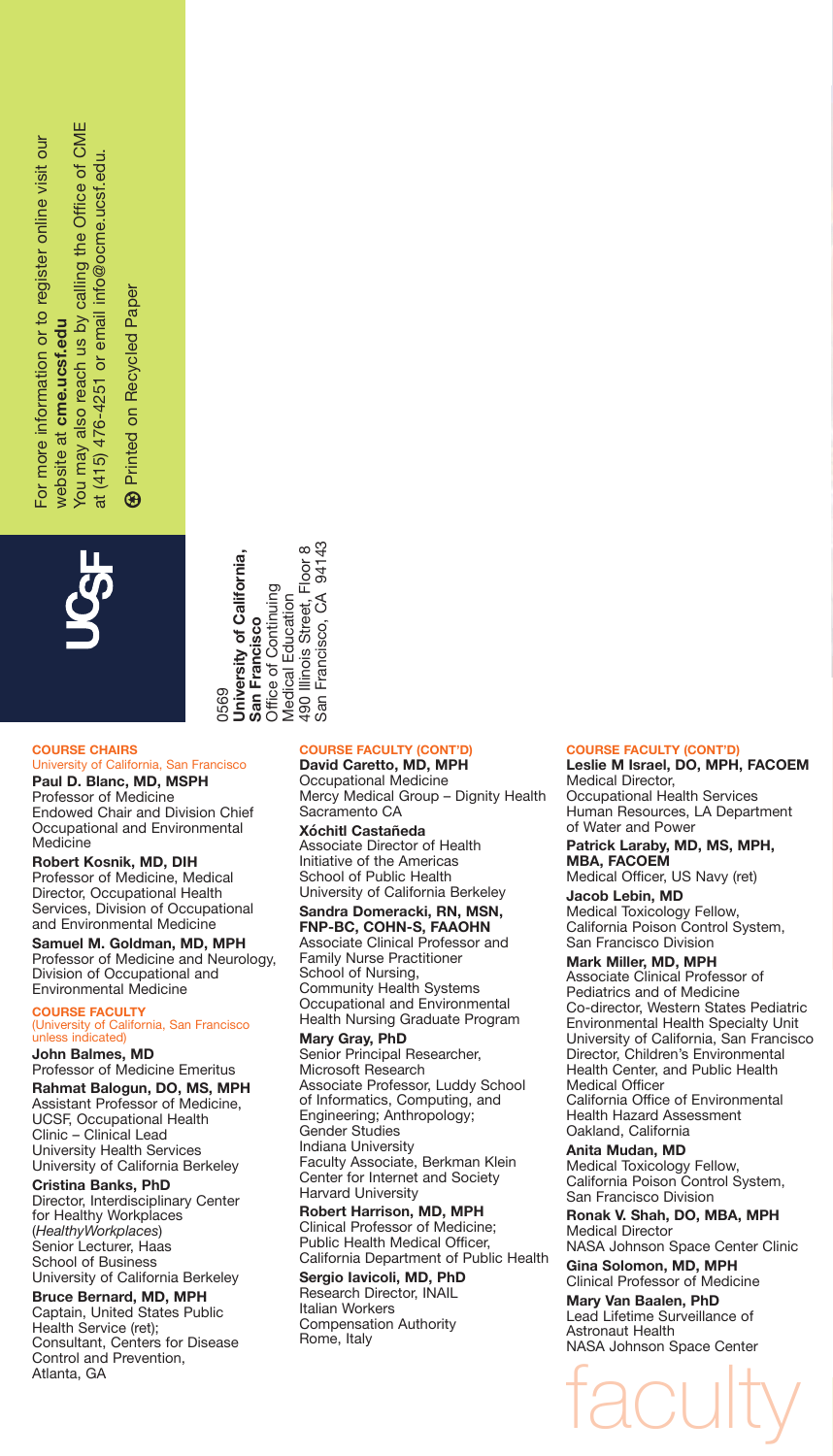For more information or to register online visit our website at **cme.ucsf.edu**
You may also reach us by calling the Office of CME at (415) 476-4251 or email info@ocme.ucsf.edu.

Printed on Recycled Paper

UCSF

0569
**University of California, San Francisco**
Office of Continuing Medical Education
490 Illinois Street, Floor 8
San Francisco, CA 94143

## COURSE CHAIRS

University of California, San Francisco

**Paul D. Blanc, MD, MSPH**
Professor of Medicine
Endowed Chair and Division Chief
Occupational and Environmental Medicine

**Robert Kosnik, MD, DIH**
Professor of Medicine, Medical Director, Occupational Health Services, Division of Occupational and Environmental Medicine

**Samuel M. Goldman, MD, MPH**
Professor of Medicine and Neurology, Division of Occupational and Environmental Medicine

## COURSE FACULTY

(University of California, San Francisco unless indicated)

**John Balmes, MD**
Professor of Medicine Emeritus

**Rahmat Balogun, DO, MS, MPH**
Assistant Professor of Medicine, UCSF, Occupational Health Clinic – Clinical Lead
University Health Services
University of California Berkeley

**Cristina Banks, PhD**
Director, Interdisciplinary Center for Healthy Workplaces (*HealthyWorkplaces*)
Senior Lecturer, Haas School of Business
University of California Berkeley

**Bruce Bernard, MD, MPH**
Captain, United States Public Health Service (ret);
Consultant, Centers for Disease Control and Prevention, Atlanta, GA

## COURSE FACULTY (CONT'D)

**David Caretto, MD, MPH**
Occupational Medicine
Mercy Medical Group – Dignity Health
Sacramento CA

**Xóchitl Castañeda**
Associate Director of Health Initiative of the Americas
School of Public Health
University of California Berkeley

**Sandra Domeracki, RN, MSN, FNP-BC, COHN-S, FAAOHN**
Associate Clinical Professor and Family Nurse Practitioner
School of Nursing,
Community Health Systems
Occupational and Environmental Health Nursing Graduate Program

**Mary Gray, PhD**
Senior Principal Researcher, Microsoft Research
Associate Professor, Luddy School of Informatics, Computing, and Engineering; Anthropology; Gender Studies
Indiana University
Faculty Associate, Berkman Klein Center for Internet and Society
Harvard University

**Robert Harrison, MD, MPH**
Clinical Professor of Medicine;
Public Health Medical Officer, California Department of Public Health

**Sergio Iavicoli, MD, PhD**
Research Director, INAIL
Italian Workers Compensation Authority
Rome, Italy

## COURSE FACULTY (CONT'D)

**Leslie M Israel, DO, MPH, FACOEM**
Medical Director,
Occupational Health Services
Human Resources, LA Department of Water and Power

**Patrick Laraby, MD, MS, MPH, MBA, FACOEM**
Medical Officer, US Navy (ret)

**Jacob Lebin, MD**
Medical Toxicology Fellow,
California Poison Control System,
San Francisco Division

**Mark Miller, MD, MPH**
Associate Clinical Professor of Pediatrics and of Medicine
Co-director, Western States Pediatric Environmental Health Specialty Unit
University of California, San Francisco
Director, Children's Environmental Health Center, and Public Health Medical Officer
California Office of Environmental Health Hazard Assessment
Oakland, California

**Anita Mudan, MD**
Medical Toxicology Fellow,
California Poison Control System,
San Francisco Division

**Ronak V. Shah, DO, MBA, MPH**
Medical Director
NASA Johnson Space Center Clinic

**Gina Solomon, MD, MPH**
Clinical Professor of Medicine

**Mary Van Baalen, PhD**
Lead Lifetime Surveillance of Astronaut Health
NASA Johnson Space Center

faculty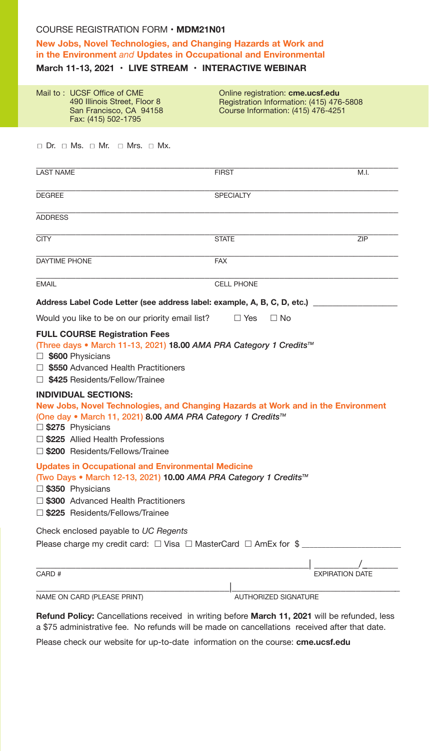COURSE REGISTRATION FORM • **MDM21N01**

## New Jobs, Novel Technologies, and Changing Hazards at Work and in the Environment *and* Updates in Occupational and Environmental

**March 11-13, 2021 • LIVE STREAM • INTERACTIVE WEBINAR**

Mail to : UCSF Office of CME
490 Illinois Street, Floor 8
San Francisco, CA 94158
Fax: (415) 502-1795

Online registration: **cme.ucsf.edu**
Registration Information: (415) 476-5808
Course Information: (415) 476-4251

□ Dr. □ Ms. □ Mr. □ Mrs. □ Mx.

LAST NAME ______ FIRST ______ M.I. ______

DEGREE ______ SPECIALTY ______

ADDRESS ______

CITY ______ STATE ______ ZIP ______

DAYTIME PHONE ______ FAX ______

EMAIL ______ CELL PHONE ______

**Address Label Code Letter (see address label: example, A, B, C, D, etc.)** ______

Would you like to be on our priority email list? ☐ Yes ☐ No

**FULL COURSE Registration Fees**
(Three days • March 11-13, 2021) **18.00** *AMA PRA Category 1 Credits™*

- ☐ **$600** Physicians
- ☐ **$550** Advanced Health Practitioners
- ☐ **$425** Residents/Fellow/Trainee

**INDIVIDUAL SECTIONS:**

**New Jobs, Novel Technologies, and Changing Hazards at Work and in the Environment**
(One day • March 11, 2021) **8.00** *AMA PRA Category 1 Credits™*

- ☐ **$275** Physicians
- ☐ **$225** Allied Health Professions
- ☐ **$200** Residents/Fellows/Trainee

**Updates in Occupational and Environmental Medicine**
(Two Days • March 12-13, 2021) **10.00** *AMA PRA Category 1 Credits™*

- ☐ **$350** Physicians
- ☐ **$300** Advanced Health Practitioners
- ☐ **$225** Residents/Fellows/Trainee

Check enclosed payable to *UC Regents*

Please charge my credit card: ☐ Visa ☐ MasterCard ☐ AmEx for $ ______

CARD # ______ | EXPIRATION DATE ____/____

NAME ON CARD (PLEASE PRINT) ______ | AUTHORIZED SIGNATURE ______

**Refund Policy:** Cancellations received in writing before **March 11, 2021** will be refunded, less a $75 administrative fee. No refunds will be made on cancellations received after that date.

Please check our website for up-to-date information on the course: **cme.ucsf.edu**